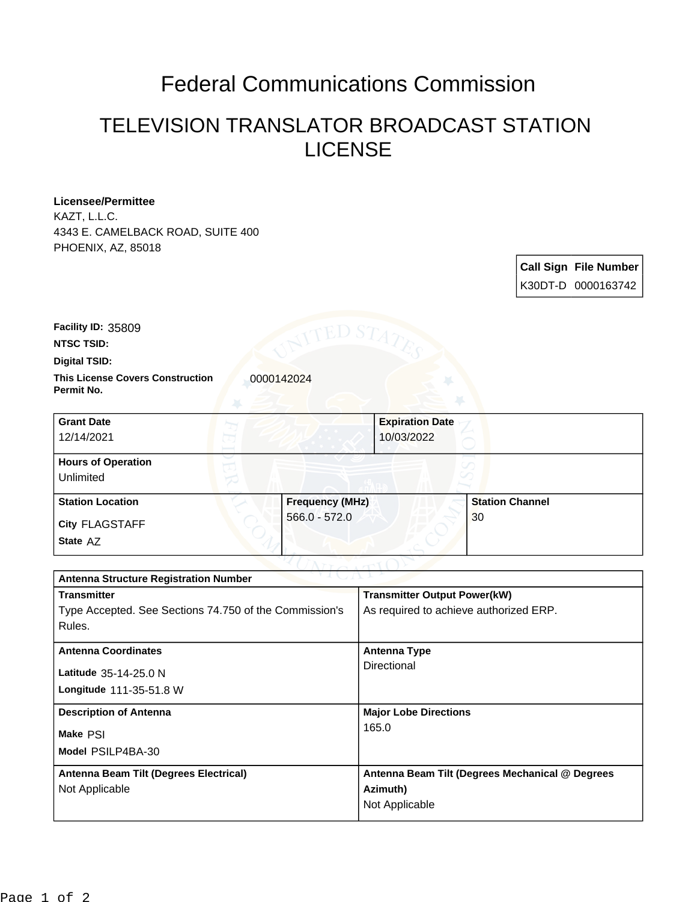# Federal Communications Commission

## TELEVISION TRANSLATOR BROADCAST STATION LICENSE

**Licensee/Permittee**
KAZT, L.L.C.
4343 E. CAMELBACK ROAD, SUITE 400
PHOENIX, AZ, 85018

| Call Sign | File Number |
| --- | --- |
| K30DT-D | 0000163742 |

**Facility ID:** 35809
**NTSC TSID:**
**Digital TSID:**
**This License Covers Construction Permit No.** 0000142024

| Grant Date | Expiration Date |
| --- | --- |
| 12/14/2021 | 10/03/2022 |

**Hours of Operation**
Unlimited

| Station Location | Frequency (MHz) | Station Channel |
| --- | --- | --- |
| City FLAGSTAFF<br>State AZ | 566.0 - 572.0 | 30 |

**Antenna Structure Registration Number**

| Transmitter | Transmitter Output Power(kW) |
| --- | --- |
| Type Accepted. See Sections 74.750 of the Commission's Rules. | As required to achieve authorized ERP. |

| Antenna Coordinates | Antenna Type |
| --- | --- |
| Latitude 35-14-25.0 N<br>Longitude 111-35-51.8 W | Directional |

| Description of Antenna | Major Lobe Directions |
| --- | --- |
| Make PSI<br>Model PSILP4BA-30 | 165.0 |

| Antenna Beam Tilt (Degrees Electrical) | Antenna Beam Tilt (Degrees Mechanical @ Degrees Azimuth) |
| --- | --- |
| Not Applicable | Not Applicable |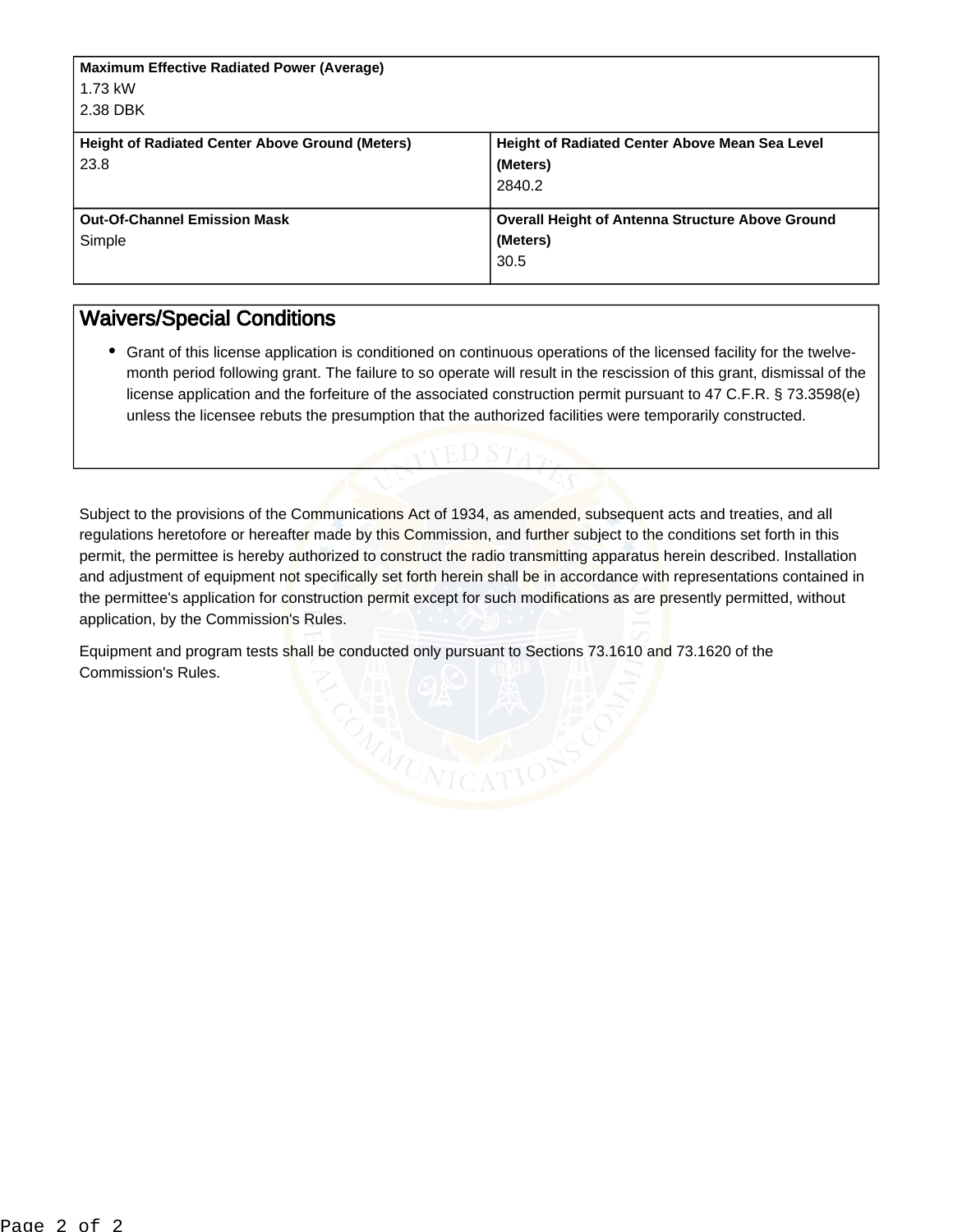| Maximum Effective Radiated Power (Average) | |
|---|---|
| 1.73 kW<br>2.38 DBK | |
| **Height of Radiated Center Above Ground (Meters)**<br>23.8 | **Height of Radiated Center Above Mean Sea Level (Meters)**<br>2840.2 |
| **Out-Of-Channel Emission Mask**<br>Simple | **Overall Height of Antenna Structure Above Ground (Meters)**<br>30.5 |

## Waivers/Special Conditions

- Grant of this license application is conditioned on continuous operations of the licensed facility for the twelve-month period following grant. The failure to so operate will result in the rescission of this grant, dismissal of the license application and the forfeiture of the associated construction permit pursuant to 47 C.F.R. § 73.3598(e) unless the licensee rebuts the presumption that the authorized facilities were temporarily constructed.

Subject to the provisions of the Communications Act of 1934, as amended, subsequent acts and treaties, and all regulations heretofore or hereafter made by this Commission, and further subject to the conditions set forth in this permit, the permittee is hereby authorized to construct the radio transmitting apparatus herein described. Installation and adjustment of equipment not specifically set forth herein shall be in accordance with representations contained in the permittee's application for construction permit except for such modifications as are presently permitted, without application, by the Commission's Rules.

Equipment and program tests shall be conducted only pursuant to Sections 73.1610 and 73.1620 of the Commission's Rules.